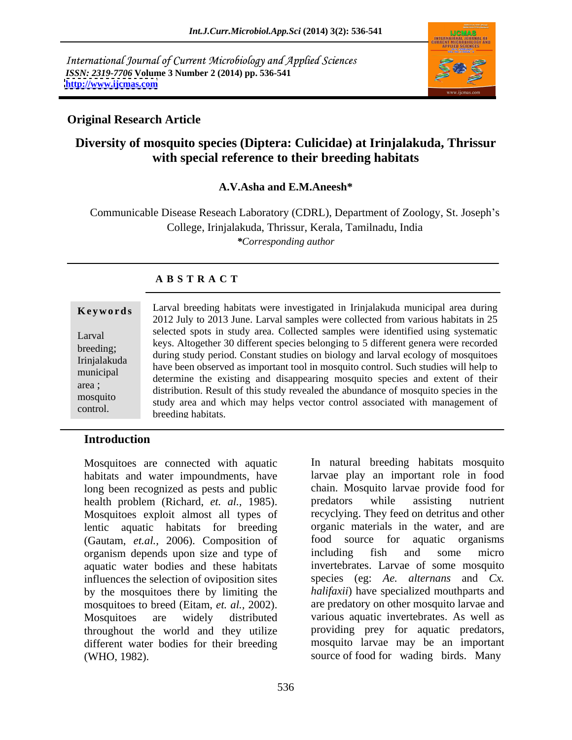International Journal of Current Microbiology and Applied Sciences
*ISSN: 2319-7706* **Volume 3 Number 2 (2014) pp. 536-541**
**http://www.ijcmas.com**

**Original Research Article**

# Diversity of mosquito species (Diptera: Culicidae) at Irinjalakuda, Thrissur with special reference to their breeding habitats

**A.V.Asha and E.M.Aneesh***

Communicable Disease Reseach Laboratory (CDRL), Department of Zoology, St. Joseph's College, Irinjalakuda, Thrissur, Kerala, Tamilnadu, India

**Corresponding author*

## ABSTRACT

**Keywords**

Larval breeding; Irinjalakuda municipal area ; mosquito control.

Larval breeding habitats were investigated in Irinjalakuda municipal area during 2012 July to 2013 June. Larval samples were collected from various habitats in 25 selected spots in study area. Collected samples were identified using systematic keys. Altogether 30 different species belonging to 5 different genera were recorded during study period. Constant studies on biology and larval ecology of mosquitoes have been observed as important tool in mosquito control. Such studies will help to determine the existing and disappearing mosquito species and extent of their distribution. Result of this study revealed the abundance of mosquito species in the study area and which may helps vector control associated with management of breeding habitats.

## Introduction

Mosquitoes are connected with aquatic habitats and water impoundments, have long been recognized as pests and public health problem (Richard, *et. al.,* 1985). Mosquitoes exploit almost all types of lentic aquatic habitats for breeding (Gautam, *et.al.,* 2006). Composition of organism depends upon size and type of aquatic water bodies and these habitats influences the selection of oviposition sites by the mosquitoes there by limiting the mosquitoes to breed (Eitam, *et. al.,* 2002). Mosquitoes are widely distributed throughout the world and they utilize different water bodies for their breeding (WHO, 1982).

In natural breeding habitats mosquito larvae play an important role in food chain. Mosquito larvae provide food for predators while assisting nutrient recyclying. They feed on detritus and other organic materials in the water, and are food source for aquatic organisms including fish and some micro invertebrates. Larvae of some mosquito species (eg: *Ae. alternans* and *Cx. halifaxii*) have specialized mouthparts and are predatory on other mosquito larvae and various aquatic invertebrates. As well as providing prey for aquatic predators, mosquito larvae may be an important source of food for wading birds. Many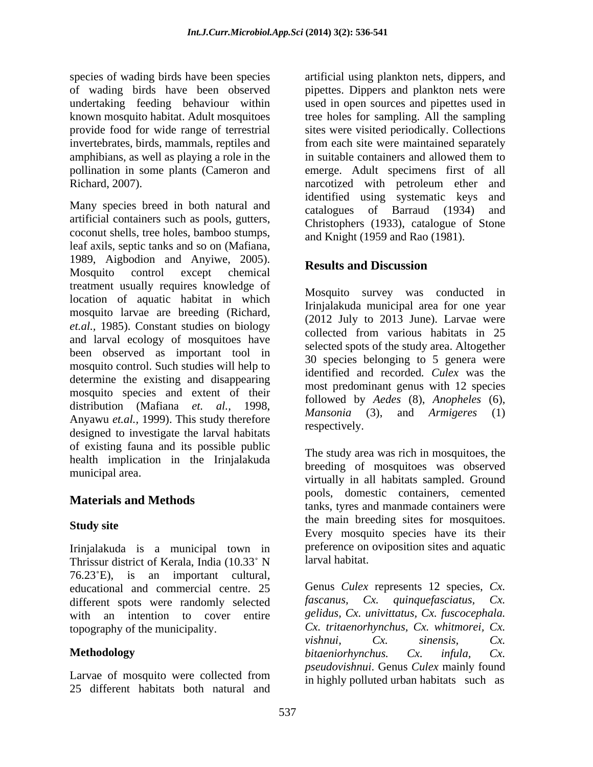species of wading birds have been species of wading birds have been observed undertaking feeding behaviour within known mosquito habitat. Adult mosquitoes provide food for wide range of terrestrial invertebrates, birds, mammals, reptiles and amphibians, as well as playing a role in the pollination in some plants (Cameron and Richard, 2007).

Many species breed in both natural and artificial containers such as pools, gutters, coconut shells, tree holes, bamboo stumps, leaf axils, septic tanks and so on (Mafiana, 1989, Aigbodion and Anyiwe, 2005). Mosquito control except chemical treatment usually requires knowledge of location of aquatic habitat in which mosquito larvae are breeding (Richard, *et.al.*, 1985). Constant studies on biology and larval ecology of mosquitoes have been observed as important tool in mosquito control. Such studies will help to determine the existing and disappearing mosquito species and extent of their distribution (Mafiana *et. al.*, 1998, Anyawu *et.al.*, 1999). This study therefore designed to investigate the larval habitats of existing fauna and its possible public health implication in the Irinjalakuda municipal area.

## Materials and Methods

### Study site

Irinjalakuda is a municipal town in Thrissur district of Kerala, India (10.33˚ N 76.23˚E), is an important cultural, educational and commercial centre. 25 different spots were randomly selected with an intention to cover entire topography of the municipality.

### Methodology

Larvae of mosquito were collected from 25 different habitats both natural and artificial using plankton nets, dippers, and pipettes. Dippers and plankton nets were used in open sources and pipettes used in tree holes for sampling. All the sampling sites were visited periodically. Collections from each site were maintained separately in suitable containers and allowed them to emerge. Adult specimens first of all narcotized with petroleum ether and identified using systematic keys and catalogues of Barraud (1934) and Christophers (1933), catalogue of Stone and Knight (1959 and Rao (1981).

## Results and Discussion

Mosquito survey was conducted in Irinjalakuda municipal area for one year (2012 July to 2013 June). Larvae were collected from various habitats in 25 selected spots of the study area. Altogether 30 species belonging to 5 genera were identified and recorded*. Culex* was the most predominant genus with 12 species followed by *Aedes* (8), *Anopheles* (6), *Mansonia* (3), and *Armigeres* (1) respectively.

The study area was rich in mosquitoes, the breeding of mosquitoes was observed virtually in all habitats sampled. Ground pools, domestic containers, cemented tanks, tyres and manmade containers were the main breeding sites for mosquitoes. Every mosquito species have its their preference on oviposition sites and aquatic larval habitat.

Genus *Culex* represents 12 species, *Cx. fascanus, Cx. quinquefasciatus, Cx. gelidus, Cx. univittatus, Cx. fuscocephala. Cx. tritaenorhynchus, Cx. whitmorei, Cx. vishnui, Cx. sinensis, Cx. bitaeniorhynchus. Cx. infula, Cx. pseudovishnui*. Genus *Culex* mainly found in highly polluted urban habitats such as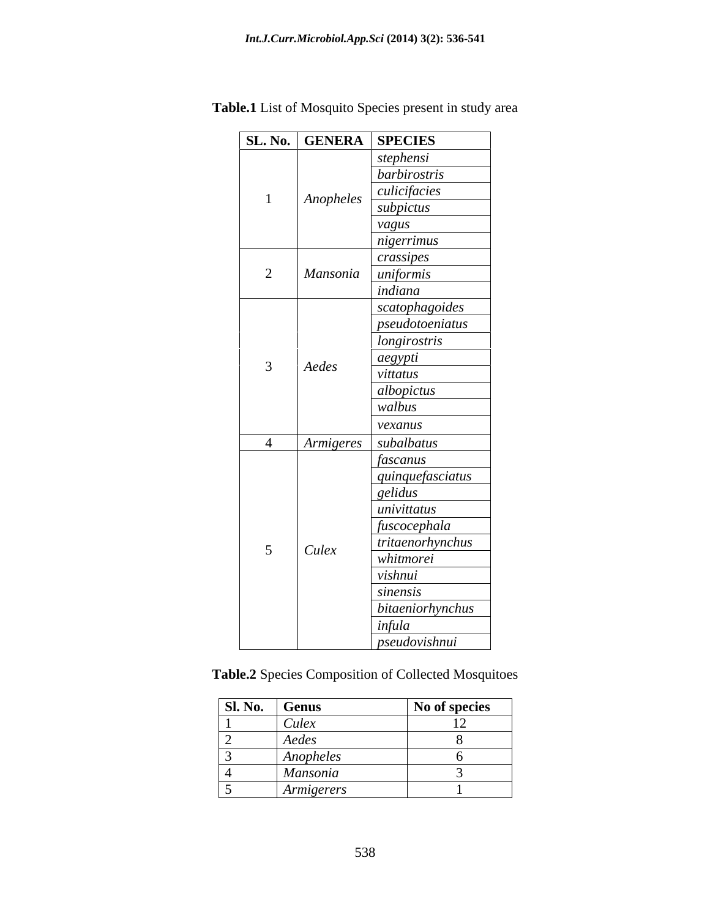**Table.1** List of Mosquito Species present in study area

| SL. No. | GENERA | SPECIES |
|---|---|---|
| 1 | *Anopheles* | *stephensi* |
| | | *barbirostris* |
| | | *culicifacies* |
| | | *subpictus* |
| | | *vagus* |
| | | *nigerrimus* |
| 2 | *Mansonia* | *crassipes* |
| | | *uniformis* |
| | | *indiana* |
| 3 | *Aedes* | *scatophagoides* |
| | | *pseudotoeniatus* |
| | | *longirostris* |
| | | *aegypti* |
| | | *vittatus* |
| | | *albopictus* |
| | | *walbus* |
| | | *vexanus* |
| 4 | *Armigeres* | *subalbatus* |
| 5 | *Culex* | *fascanus* |
| | | *quinquefasciatus* |
| | | *gelidus* |
| | | *univittatus* |
| | | *fuscocephala* |
| | | *tritaenorhynchus* |
| | | *whitmorei* |
| | | *vishnui* |
| | | *sinensis* |
| | | *bitaeniorhynchus* |
| | | *infula* |
| | | *pseudovishnui* |

**Table.2** Species Composition of Collected Mosquitoes

| Sl. No. | Genus | No of species |
|---|---|---|
| 1 | *Culex* | 12 |
| 2 | *Aedes* | 8 |
| 3 | *Anopheles* | 6 |
| 4 | *Mansonia* | 3 |
| 5 | *Armigerers* | 1 |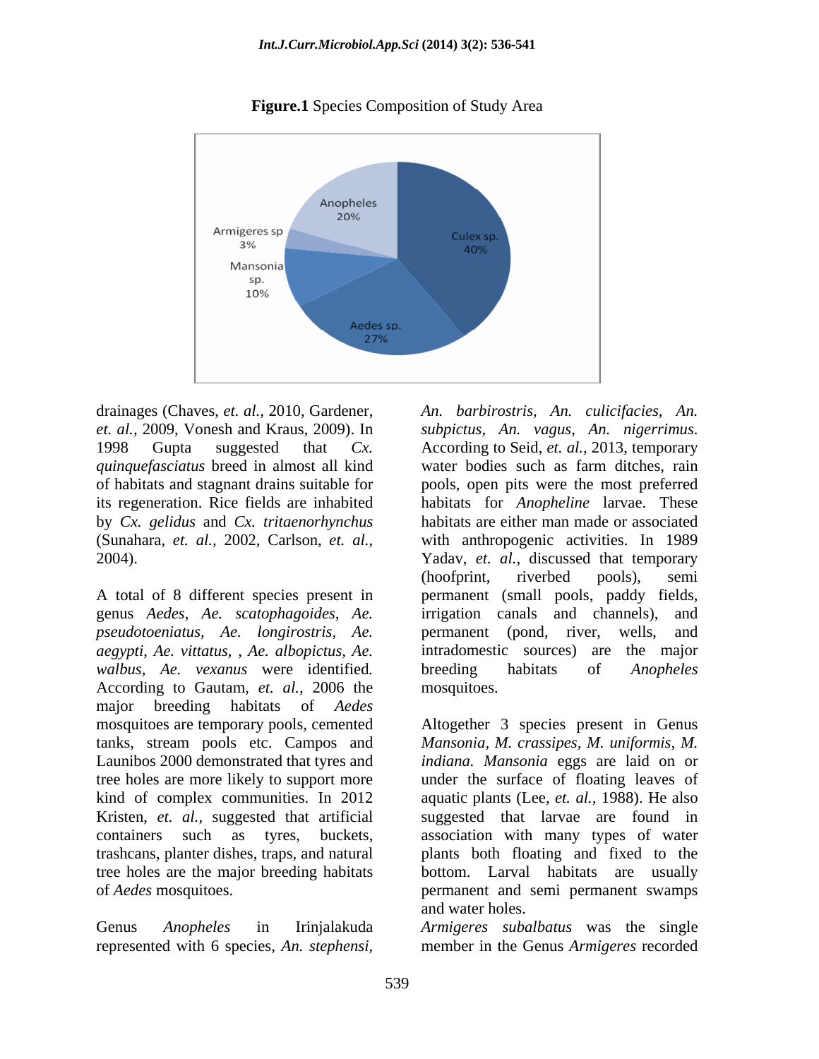**Figure.1** Species Composition of Study Area

drainages (Chaves, *et. al.,* 2010, Gardener, *et. al.,* 2009, Vonesh and Kraus, 2009). In 1998 Gupta suggested that *Cx. quinquefasciatus* breed in almost all kind of habitats and stagnant drains suitable for its regeneration. Rice fields are inhabited by *Cx. gelidus* and *Cx. tritaenorhynchus* (Sunahara, *et. al.*, 2002, Carlson, *et. al.,* 2004).

A total of 8 different species present in genus *Aedes*, *Ae. scatophagoides*, *Ae. pseudotoeniatus*, *Ae. longirostris*, *Ae. aegypti, Ae. vittatus, , Ae. albopictus, Ae. walbus*, *Ae. vexanus* were identified*.* According to Gautam, *et. al.,* 2006 the major breeding habitats of *Aedes* mosquitoes are temporary pools, cemented tanks, stream pools etc. Campos and Launibos 2000 demonstrated that tyres and tree holes are more likely to support more kind of complex communities. In 2012 Kristen, *et. al.,* suggested that artificial containers such as tyres, buckets, trashcans, planter dishes, traps, and natural tree holes are the major breeding habitats of *Aedes* mosquitoes.

Genus *Anopheles* in Irinjalakuda represented with 6 species, *An. stephensi, An. barbirostris, An. culicifacies, An. subpictus, An. vagus, An. nigerrimus*. According to Seid, *et. al.,* 2013, temporary water bodies such as farm ditches, rain pools, open pits were the most preferred habitats for *Anopheline* larvae. These habitats are either man made or associated with anthropogenic activities. In 1989 Yadav, *et. al.,* discussed that temporary (hoofprint, riverbed pools), semi permanent (small pools, paddy fields, irrigation canals and channels), and permanent (pond, river, wells, and intradomestic sources) are the major breeding habitats of *Anopheles* mosquitoes.

Altogether 3 species present in Genus *Mansonia*, *M. crassipes, M. uniformis, M. indiana. Mansonia* eggs are laid on or under the surface of floating leaves of aquatic plants (Lee, *et. al.,* 1988). He also suggested that larvae are found in association with many types of water plants both floating and fixed to the bottom. Larval habitats are usually permanent and semi permanent swamps and water holes.

*Armigeres subalbatus* was the single member in the Genus *Armigeres* recorded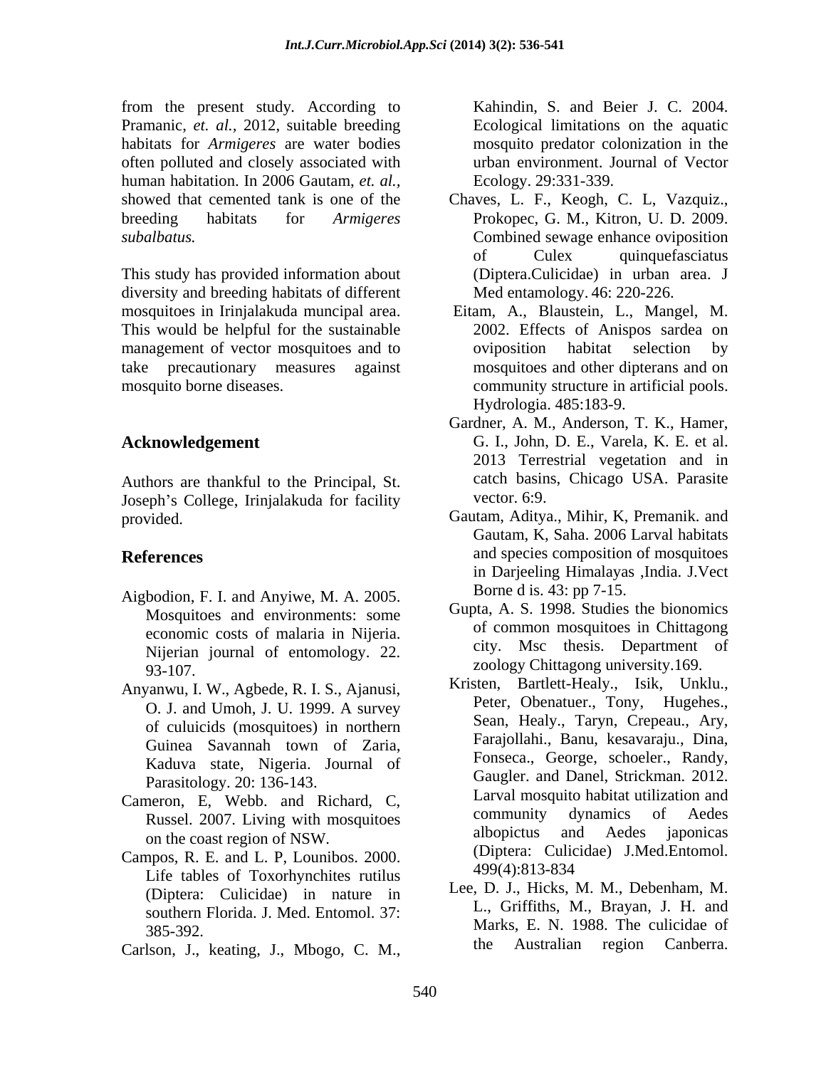from the present study. According to Pramanic, *et. al.,* 2012, suitable breeding habitats for *Armigeres* are water bodies often polluted and closely associated with human habitation. In 2006 Gautam, *et. al.,* showed that cemented tank is one of the breeding habitats for *Armigeres subalbatus.*

This study has provided information about diversity and breeding habitats of different mosquitoes in Irinjalakuda muncipal area. This would be helpful for the sustainable management of vector mosquitoes and to take precautionary measures against mosquito borne diseases.

## Acknowledgement

Authors are thankful to the Principal, St. Joseph's College, Irinjalakuda for facility provided.

## References

Aigbodion, F. I. and Anyiwe, M. A. 2005. Mosquitoes and environments: some economic costs of malaria in Nijeria. Nijerian journal of entomology. 22. 93-107.

Anyanwu, I. W., Agbede, R. I. S., Ajanusi, O. J. and Umoh, J. U. 1999. A survey of culuicids (mosquitoes) in northern Guinea Savannah town of Zaria, Kaduva state, Nigeria. Journal of Parasitology. 20: 136-143.

Cameron, E, Webb. and Richard, C, Russel. 2007. Living with mosquitoes on the coast region of NSW.

Campos, R. E. and L. P, Lounibos. 2000. Life tables of Toxorhynchites rutilus (Diptera: Culicidae) in nature in southern Florida. J. Med. Entomol. 37: 385-392.

Carlson, J., keating, J., Mbogo, C. M., Kahindin, S. and Beier J. C. 2004. Ecological limitations on the aquatic mosquito predator colonization in the urban environment. Journal of Vector Ecology. 29:331-339.

Chaves, L. F., Keogh, C. L, Vazquiz., Prokopec, G. M., Kitron, U. D. 2009. Combined sewage enhance oviposition of Culex quinquefasciatus (Diptera.Culicidae) in urban area. J Med entamology. 46: 220-226.

Eitam, A., Blaustein, L., Mangel, M. 2002. Effects of Anispos sardea on oviposition habitat selection by mosquitoes and other dipterans and on community structure in artificial pools. Hydrologia. 485:183-9.

Gardner, A. M., Anderson, T. K., Hamer, G. I., John, D. E., Varela, K. E. et al. 2013 Terrestrial vegetation and in catch basins, Chicago USA. Parasite vector. 6:9.

Gautam, Aditya., Mihir, K, Premanik. and Gautam, K, Saha. 2006 Larval habitats and species composition of mosquitoes in Darjeeling Himalayas ,India. J.Vect Borne d is. 43: pp 7-15.

Gupta, A. S. 1998. Studies the bionomics of common mosquitoes in Chittagong city. Msc thesis. Department of zoology Chittagong university.169.

Kristen, Bartlett-Healy., Isik, Unklu., Peter, Obenatuer., Tony, Hugehes., Sean, Healy., Taryn, Crepeau., Ary, Farajollahi., Banu, kesavaraju., Dina, Fonseca., George, schoeler., Randy, Gaugler. and Danel, Strickman. 2012. Larval mosquito habitat utilization and community dynamics of Aedes albopictus and Aedes japonicas (Diptera: Culicidae) J.Med.Entomol. 499(4):813-834

Lee, D. J., Hicks, M. M., Debenham, M. L., Griffiths, M., Brayan, J. H. and Marks, E. N. 1988. The culicidae of the Australian region Canberra.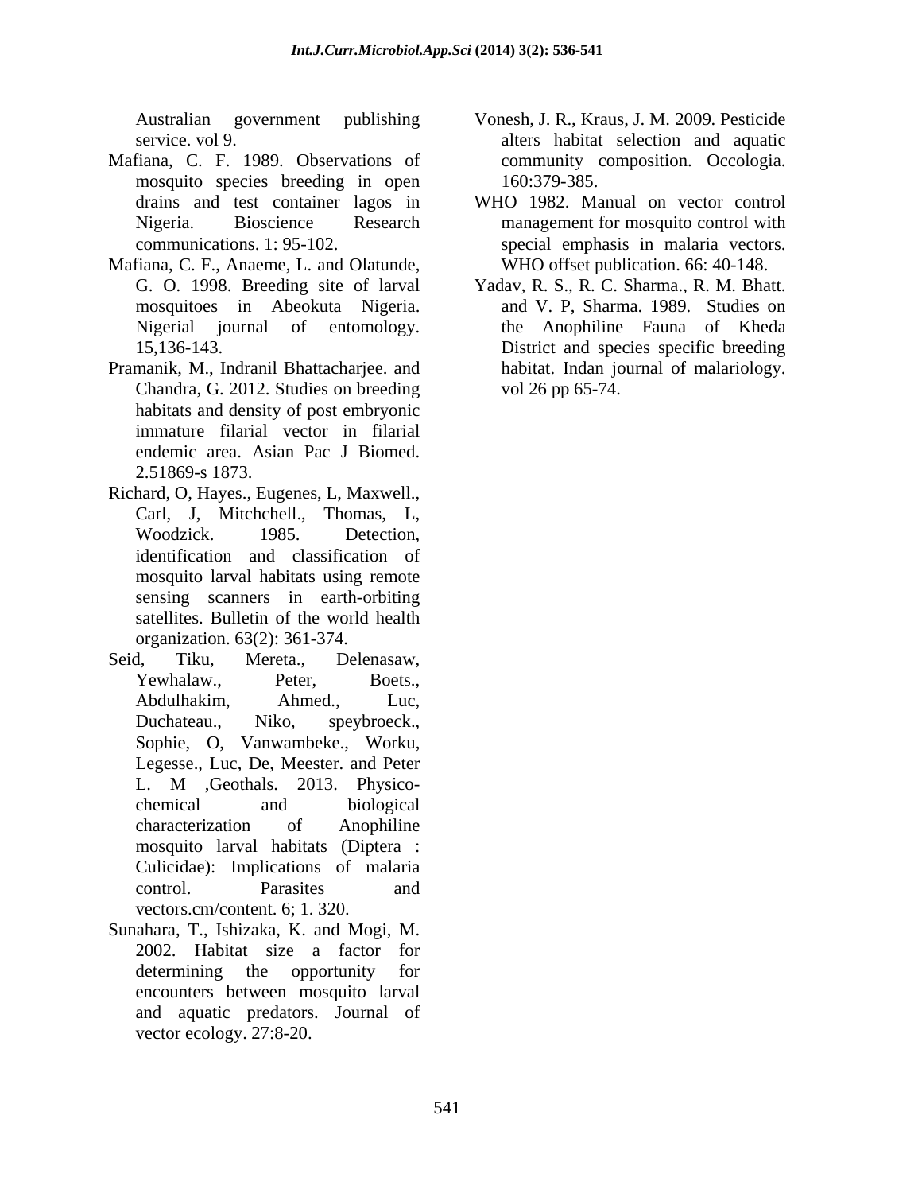Australian government publishing service. vol 9.

Mafiana, C. F. 1989. Observations of mosquito species breeding in open drains and test container lagos in Nigeria. Bioscience Research communications. 1: 95-102.

Mafiana, C. F., Anaeme, L. and Olatunde, G. O. 1998. Breeding site of larval mosquitoes in Abeokuta Nigeria. Nigerial journal of entomology. 15,136-143.

Pramanik, M., Indranil Bhattacharjee. and Chandra, G. 2012. Studies on breeding habitats and density of post embryonic immature filarial vector in filarial endemic area. Asian Pac J Biomed. 2.51869-s 1873.

Richard, O, Hayes., Eugenes, L, Maxwell., Carl, J, Mitchchell., Thomas, L, Woodzick. 1985. Detection, identification and classification of mosquito larval habitats using remote sensing scanners in earth-orbiting satellites. Bulletin of the world health organization. 63(2): 361-374.

Seid, Tiku, Mereta., Delenasaw, Yewhalaw., Peter, Boets., Abdulhakim, Ahmed., Luc, Duchateau., Niko, speybroeck., Sophie, O, Vanwambeke., Worku, Legesse., Luc, De, Meester. and Peter L. M ,Geothals. 2013. Physico-chemical and biological characterization of Anophiline mosquito larval habitats (Diptera : Culicidae): Implications of malaria control. Parasites and vectors.cm/content. 6; 1. 320.

Sunahara, T., Ishizaka, K. and Mogi, M. 2002. Habitat size a factor for determining the opportunity for encounters between mosquito larval and aquatic predators. Journal of vector ecology. 27:8-20.

Vonesh, J. R., Kraus, J. M. 2009. Pesticide alters habitat selection and aquatic community composition. Occologia. 160:379-385.

WHO 1982. Manual on vector control management for mosquito control with special emphasis in malaria vectors. WHO offset publication. 66: 40-148.

Yadav, R. S., R. C. Sharma., R. M. Bhatt. and V. P, Sharma. 1989. Studies on the Anophiline Fauna of Kheda District and species specific breeding habitat. Indan journal of malariology. vol 26 pp 65-74.